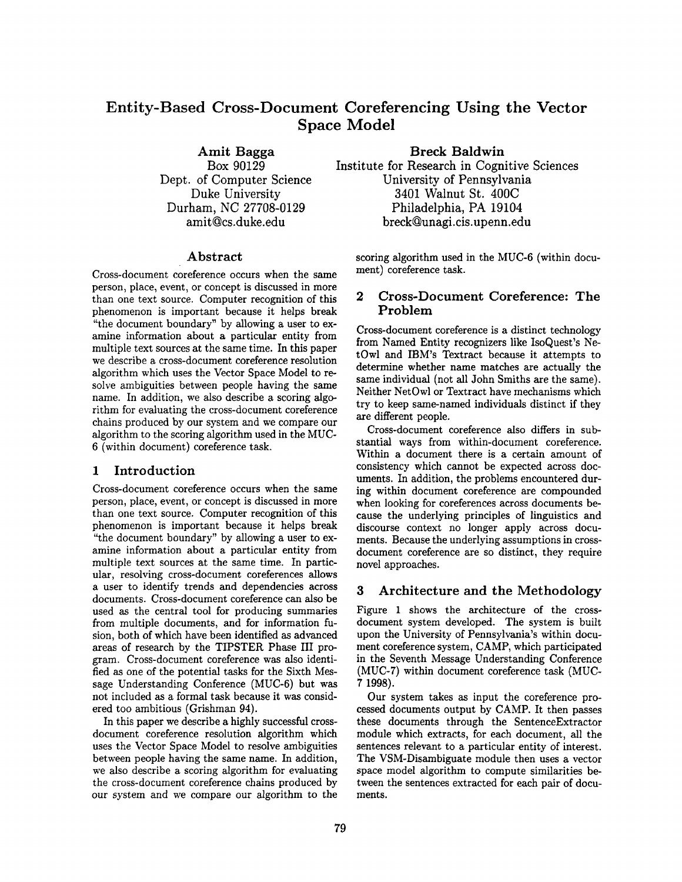# Entity-Based Cross-Document Coreferencing Using the Vector Space Model

**Amit Bagga**
Box 90129
Dept. of Computer Science
Duke University
Durham, NC 27708-0129
amit@cs.duke.edu

**Breck Baldwin**
Institute for Research in Cognitive Sciences
University of Pennsylvania
3401 Walnut St. 400C
Philadelphia, PA 19104
breck@unagi.cis.upenn.edu

## Abstract

Cross-document coreference occurs when the same person, place, event, or concept is discussed in more than one text source. Computer recognition of this phenomenon is important because it helps break "the document boundary" by allowing a user to examine information about a particular entity from multiple text sources at the same time. In this paper we describe a cross-document coreference resolution algorithm which uses the Vector Space Model to resolve ambiguities between people having the same name. In addition, we also describe a scoring algorithm for evaluating the cross-document coreference chains produced by our system and we compare our algorithm to the scoring algorithm used in the MUC-6 (within document) coreference task.

## 1 Introduction

Cross-document coreference occurs when the same person, place, event, or concept is discussed in more than one text source. Computer recognition of this phenomenon is important because it helps break "the document boundary" by allowing a user to examine information about a particular entity from multiple text sources at the same time. In particular, resolving cross-document coreferences allows a user to identify trends and dependencies across documents. Cross-document coreference can also be used as the central tool for producing summaries from multiple documents, and for information fusion, both of which have been identified as advanced areas of research by the TIPSTER Phase III program. Cross-document coreference was also identified as one of the potential tasks for the Sixth Message Understanding Conference (MUC-6) but was not included as a formal task because it was considered too ambitious (Grishman 94).

In this paper we describe a highly successful cross-document coreference resolution algorithm which uses the Vector Space Model to resolve ambiguities between people having the same name. In addition, we also describe a scoring algorithm for evaluating the cross-document coreference chains produced by our system and we compare our algorithm to the scoring algorithm used in the MUC-6 (within document) coreference task.

## 2 Cross-Document Coreference: The Problem

Cross-document coreference is a distinct technology from Named Entity recognizers like IsoQuest's NetOwl and IBM's Textract because it attempts to determine whether name matches are actually the same individual (not all John Smiths are the same). Neither NetOwl or Textract have mechanisms which try to keep same-named individuals distinct if they are different people.

Cross-document coreference also differs in substantial ways from within-document coreference. Within a document there is a certain amount of consistency which cannot be expected across documents. In addition, the problems encountered during within document coreference are compounded when looking for coreferences across documents because the underlying principles of linguistics and discourse context no longer apply across documents. Because the underlying assumptions in cross-document coreference are so distinct, they require novel approaches.

## 3 Architecture and the Methodology

Figure 1 shows the architecture of the cross-document system developed. The system is built upon the University of Pennsylvania's within document coreference system, CAMP, which participated in the Seventh Message Understanding Conference (MUC-7) within document coreference task (MUC-7 1998).

Our system takes as input the coreference processed documents output by CAMP. It then passes these documents through the SentenceExtractor module which extracts, for each document, all the sentences relevant to a particular entity of interest. The VSM-Disambiguate module then uses a vector space model algorithm to compute similarities between the sentences extracted for each pair of documents.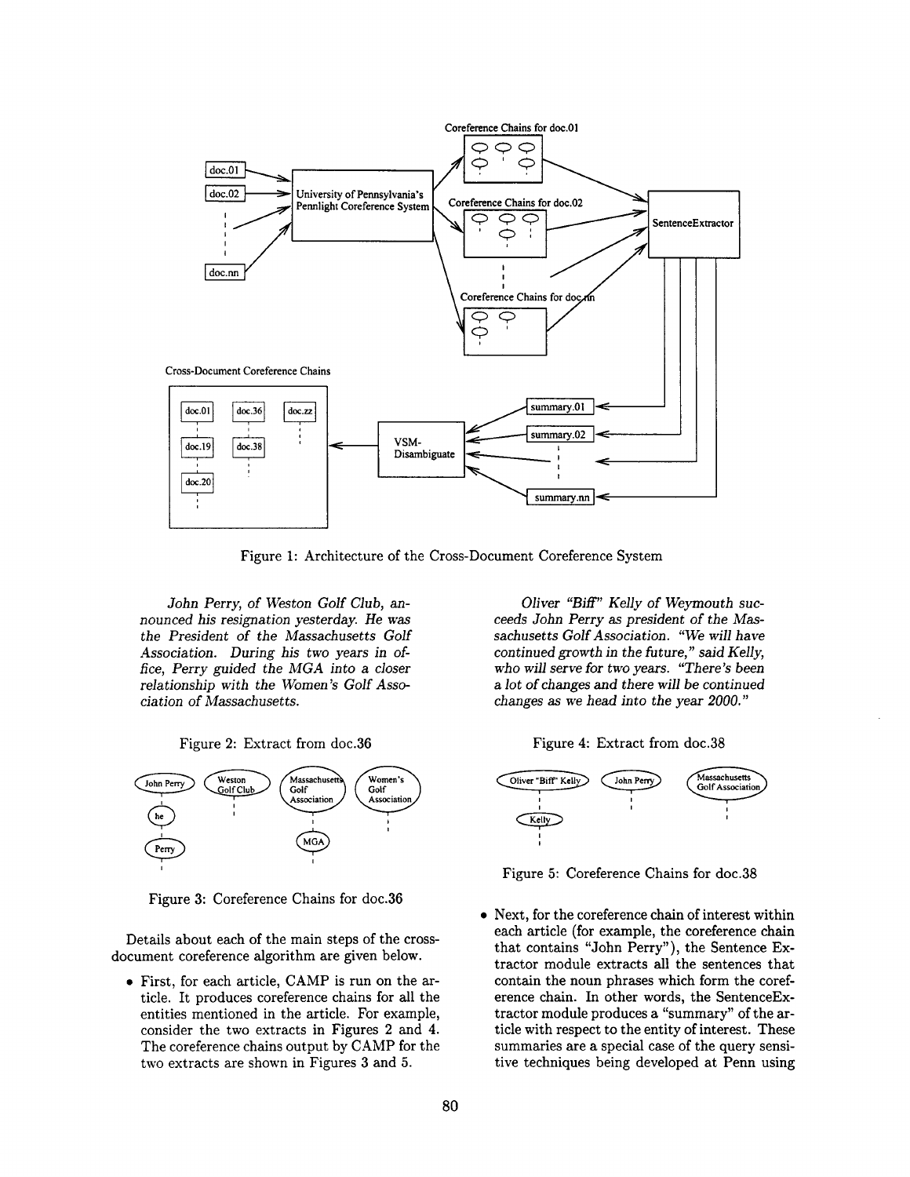Figure 1: Architecture of the Cross-Document Coreference System

*John Perry, of Weston Golf Club, announced his resignation yesterday. He was the President of the Massachusetts Golf Association. During his two years in office, Perry guided the MGA into a closer relationship with the Women's Golf Association of Massachusetts.*

Figure 2: Extract from doc.36

Figure 3: Coreference Chains for doc.36

Details about each of the main steps of the cross-document coreference algorithm are given below.

- First, for each article, CAMP is run on the article. It produces coreference chains for all the entities mentioned in the article. For example, consider the two extracts in Figures 2 and 4. The coreference chains output by CAMP for the two extracts are shown in Figures 3 and 5.

*Oliver "Biff" Kelly of Weymouth succeeds John Perry as president of the Massachusetts Golf Association. "We will have continued growth in the future," said Kelly, who will serve for two years. "There's been a lot of changes and there will be continued changes as we head into the year 2000."*

Figure 4: Extract from doc.38

Figure 5: Coreference Chains for doc.38

- Next, for the coreference chain of interest within each article (for example, the coreference chain that contains "John Perry"), the Sentence Extractor module extracts all the sentences that contain the noun phrases which form the coreference chain. In other words, the SentenceExtractor module produces a "summary" of the article with respect to the entity of interest. These summaries are a special case of the query sensitive techniques being developed at Penn using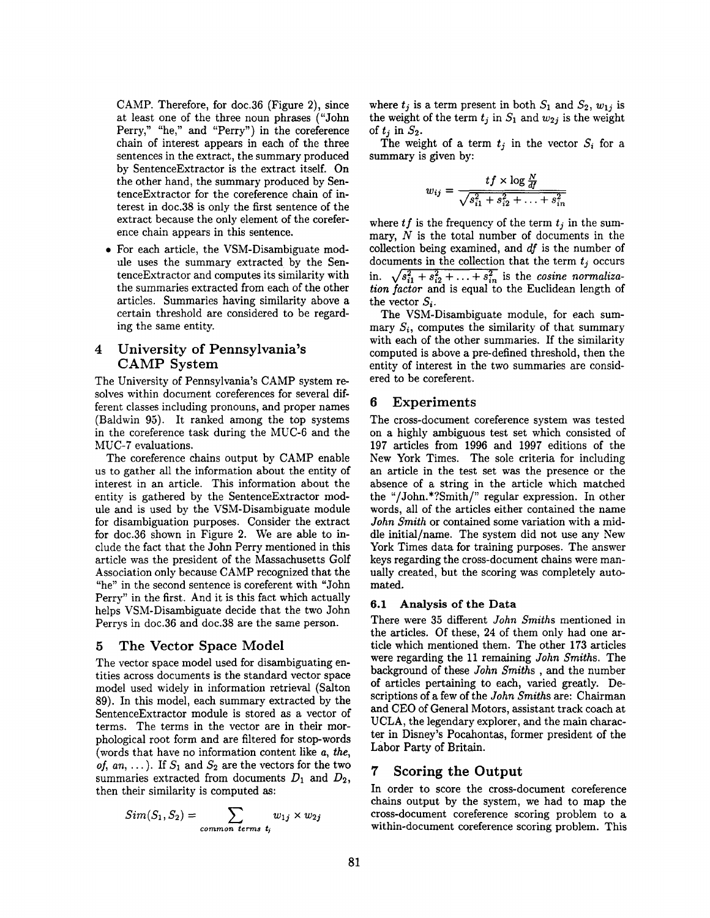CAMP. Therefore, for doc.36 (Figure 2), since at least one of the three noun phrases ("John Perry," "he," and "Perry") in the coreference chain of interest appears in each of the three sentences in the extract, the summary produced by SentenceExtractor is the extract itself. On the other hand, the summary produced by SentenceExtractor for the coreference chain of interest in doc.38 is only the first sentence of the extract because the only element of the coreference chain appears in this sentence.

- For each article, the VSM-Disambiguate module uses the summary extracted by the SentenceExtractor and computes its similarity with the summaries extracted from each of the other articles. Summaries having similarity above a certain threshold are considered to be regarding the same entity.

## 4 University of Pennsylvania's CAMP System

The University of Pennsylvania's CAMP system resolves within document coreferences for several different classes including pronouns, and proper names (Baldwin 95). It ranked among the top systems in the coreference task during the MUC-6 and the MUC-7 evaluations.

The coreference chains output by CAMP enable us to gather all the information about the entity of interest in an article. This information about the entity is gathered by the SentenceExtractor module and is used by the VSM-Disambiguate module for disambiguation purposes. Consider the extract for doc.36 shown in Figure 2. We are able to include the fact that the John Perry mentioned in this article was the president of the Massachusetts Golf Association only because CAMP recognized that the "he" in the second sentence is coreferent with "John Perry" in the first. And it is this fact which actually helps VSM-Disambiguate decide that the two John Perrys in doc.36 and doc.38 are the same person.

## 5 The Vector Space Model

The vector space model used for disambiguating entities across documents is the standard vector space model used widely in information retrieval (Salton 89). In this model, each summary extracted by the SentenceExtractor module is stored as a vector of terms. The terms in the vector are in their morphological root form and are filtered for stop-words (words that have no information content like *a*, *the*, *of*, *an*, ...). If $S_1$ and $S_2$ are the vectors for the two summaries extracted from documents $D_1$ and $D_2$, then their similarity is computed as:

$$Sim(S_1, S_2) = \sum_{common\ terms\ t_j} w_{1j} \times w_{2j}$$

where $t_j$ is a term present in both $S_1$ and $S_2$, $w_{1j}$ is the weight of the term $t_j$ in $S_1$ and $w_{2j}$ is the weight of $t_j$ in $S_2$.

The weight of a term $t_j$ in the vector $S_i$ for a summary is given by:

$$w_{ij} = \frac{tf \times \log \frac{N}{df}}{\sqrt{s_{i1}^2 + s_{i2}^2 + \ldots + s_{in}^2}}$$

where $tf$ is the frequency of the term $t_j$ in the summary, $N$ is the total number of documents in the collection being examined, and $df$ is the number of documents in the collection that the term $t_j$ occurs in. $\sqrt{s_{i1}^2 + s_{i2}^2 + \ldots + s_{in}^2}$ is the *cosine normalization factor* and is equal to the Euclidean length of the vector $S_i$.

The VSM-Disambiguate module, for each summary $S_i$, computes the similarity of that summary with each of the other summaries. If the similarity computed is above a pre-defined threshold, then the entity of interest in the two summaries are considered to be coreferent.

## 6 Experiments

The cross-document coreference system was tested on a highly ambiguous test set which consisted of 197 articles from 1996 and 1997 editions of the New York Times. The sole criteria for including an article in the test set was the presence or the absence of a string in the article which matched the "/John.*?Smith/" regular expression. In other words, all of the articles either contained the name *John Smith* or contained some variation with a middle initial/name. The system did not use any New York Times data for training purposes. The answer keys regarding the cross-document chains were manually created, but the scoring was completely automated.

### 6.1 Analysis of the Data

There were 35 different *John Smiths* mentioned in the articles. Of these, 24 of them only had one article which mentioned them. The other 173 articles were regarding the 11 remaining *John Smiths*. The background of these *John Smiths* , and the number of articles pertaining to each, varied greatly. Descriptions of a few of the *John Smiths* are: Chairman and CEO of General Motors, assistant track coach at UCLA, the legendary explorer, and the main character in Disney's Pocahontas, former president of the Labor Party of Britain.

## 7 Scoring the Output

In order to score the cross-document coreference chains output by the system, we had to map the cross-document coreference scoring problem to a within-document coreference scoring problem. This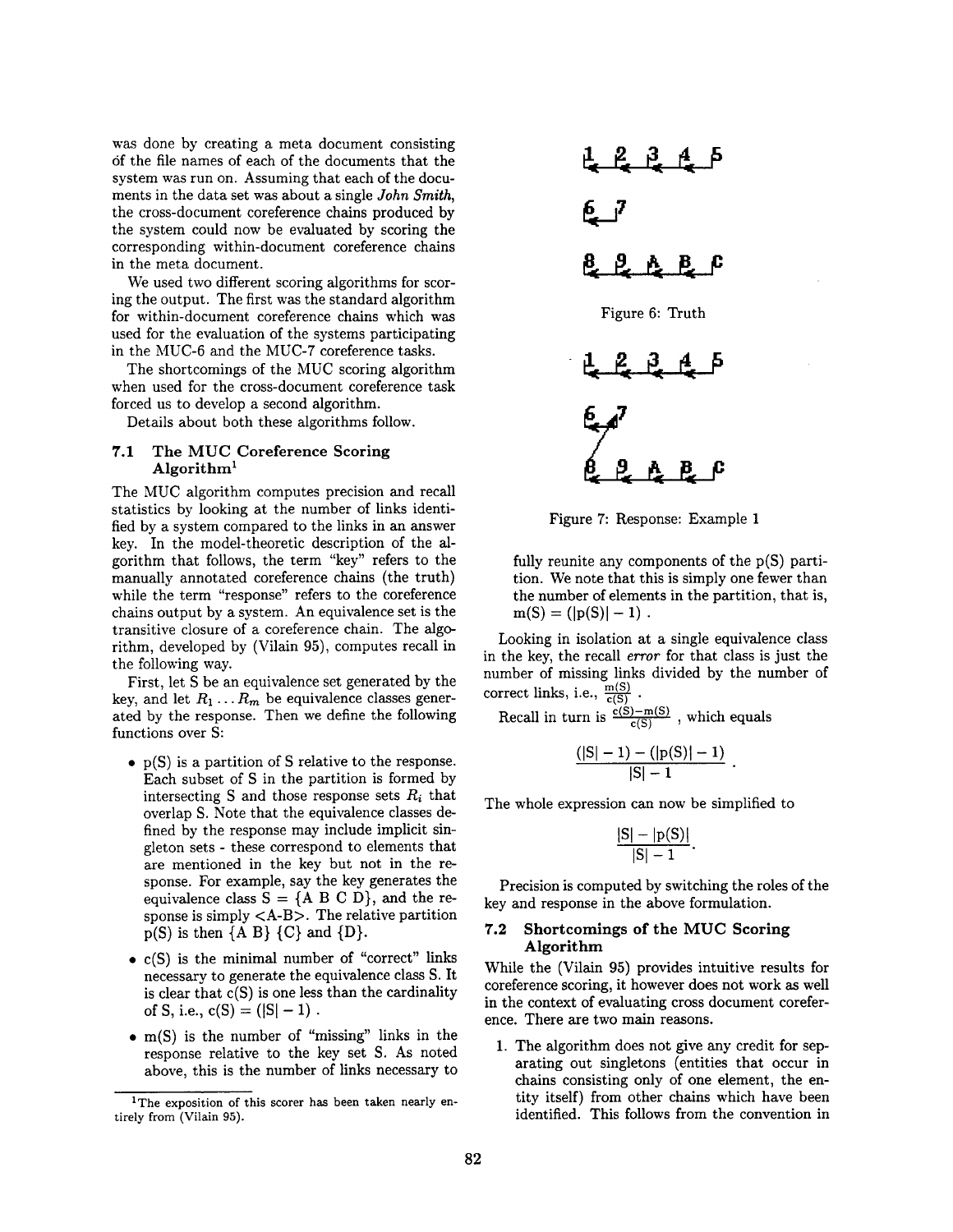was done by creating a meta document consisting of the file names of each of the documents that the system was run on. Assuming that each of the documents in the data set was about a single *John Smith*, the cross-document coreference chains produced by the system could now be evaluated by scoring the corresponding within-document coreference chains in the meta document.

We used two different scoring algorithms for scoring the output. The first was the standard algorithm for within-document coreference chains which was used for the evaluation of the systems participating in the MUC-6 and the MUC-7 coreference tasks.

The shortcomings of the MUC scoring algorithm when used for the cross-document coreference task forced us to develop a second algorithm.

Details about both these algorithms follow.

### 7.1 The MUC Coreference Scoring Algorithm[1]

The MUC algorithm computes precision and recall statistics by looking at the number of links identified by a system compared to the links in an answer key. In the model-theoretic description of the algorithm that follows, the term "key" refers to the manually annotated coreference chains (the truth) while the term "response" refers to the coreference chains output by a system. An equivalence set is the transitive closure of a coreference chain. The algorithm, developed by (Vilain 95), computes recall in the following way.

First, let S be an equivalence set generated by the key, and let $R_1 \ldots R_m$ be equivalence classes generated by the response. Then we define the following functions over S:

- p(S) is a partition of S relative to the response. Each subset of S in the partition is formed by intersecting S and those response sets $R_i$ that overlap S. Note that the equivalence classes defined by the response may include implicit singleton sets - these correspond to elements that are mentioned in the key but not in the response. For example, say the key generates the equivalence class S = {A B C D}, and the response is simply <A-B>. The relative partition p(S) is then {A B} {C} and {D}.
- c(S) is the minimal number of "correct" links necessary to generate the equivalence class S. It is clear that c(S) is one less than the cardinality of S, i.e., $c(S) = (|S| - 1)$ .
- m(S) is the number of "missing" links in the response relative to the key set S. As noted above, this is the number of links necessary to fully reunite any components of the p(S) partition. We note that this is simply one fewer than the number of elements in the partition, that is, $m(S) = (|p(S)| - 1)$ .

[1]The exposition of this scorer has been taken nearly entirely from (Vilain 95).

Figure 6: Truth

Figure 7: Response: Example 1

Looking in isolation at a single equivalence class in the key, the recall *error* for that class is just the number of missing links divided by the number of correct links, i.e., $\frac{m(S)}{c(S)}$ .

Recall in turn is $\frac{c(S)-m(S)}{c(S)}$ , which equals

$$\frac{(|S| - 1) - (|p(S)| - 1)}{|S| - 1}.$$

The whole expression can now be simplified to

$$\frac{|S| - |p(S)|}{|S| - 1}.$$

Precision is computed by switching the roles of the key and response in the above formulation.

### 7.2 Shortcomings of the MUC Scoring Algorithm

While the (Vilain 95) provides intuitive results for coreference scoring, it however does not work as well in the context of evaluating cross document coreference. There are two main reasons.

1. The algorithm does not give any credit for separating out singletons (entities that occur in chains consisting only of one element, the entity itself) from other chains which have been identified. This follows from the convention in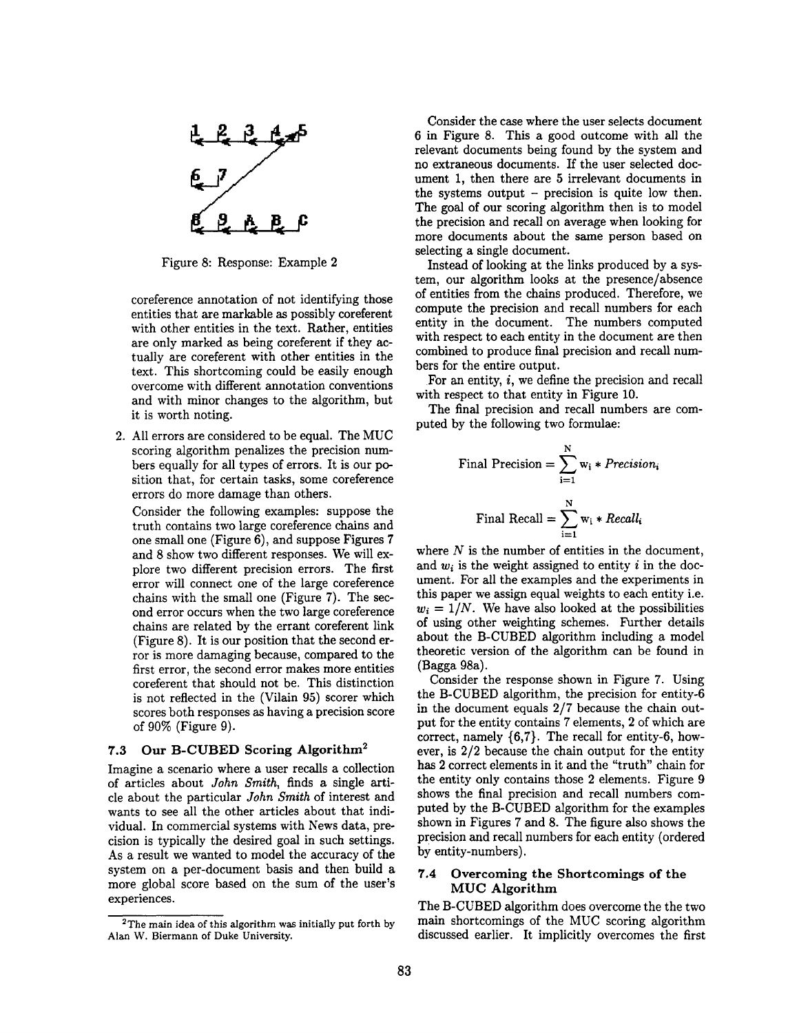Figure 8: Response: Example 2

coreference annotation of not identifying those entities that are markable as possibly coreferent with other entities in the text. Rather, entities are only marked as being coreferent if they actually are coreferent with other entities in the text. This shortcoming could be easily enough overcome with different annotation conventions and with minor changes to the algorithm, but it is worth noting.

2. All errors are considered to be equal. The MUC scoring algorithm penalizes the precision numbers equally for all types of errors. It is our position that, for certain tasks, some coreference errors do more damage than others.

   Consider the following examples: suppose the truth contains two large coreference chains and one small one (Figure 6), and suppose Figures 7 and 8 show two different responses. We will explore two different precision errors. The first error will connect one of the large coreference chains with the small one (Figure 7). The second error occurs when the two large coreference chains are related by the errant coreferent link (Figure 8). It is our position that the second error is more damaging because, compared to the first error, the second error makes more entities coreferent that should not be. This distinction is not reflected in the (Vilain 95) scorer which scores both responses as having a precision score of 90% (Figure 9).

### 7.3 Our B-CUBED Scoring Algorithm[2]

Imagine a scenario where a user recalls a collection of articles about *John Smith*, finds a single article about the particular *John Smith* of interest and wants to see all the other articles about that individual. In commercial systems with News data, precision is typically the desired goal in such settings. As a result we wanted to model the accuracy of the system on a per-document basis and then build a more global score based on the sum of the user's experiences.

[2] The main idea of this algorithm was initially put forth by Alan W. Biermann of Duke University.

Consider the case where the user selects document 6 in Figure 8. This a good outcome with all the relevant documents being found by the system and no extraneous documents. If the user selected document 1, then there are 5 irrelevant documents in the systems output – precision is quite low then. The goal of our scoring algorithm then is to model the precision and recall on average when looking for more documents about the same person based on selecting a single document.

Instead of looking at the links produced by a system, our algorithm looks at the presence/absence of entities from the chains produced. Therefore, we compute the precision and recall numbers for each entity in the document. The numbers computed with respect to each entity in the document are then combined to produce final precision and recall numbers for the entire output.

For an entity, *i*, we define the precision and recall with respect to that entity in Figure 10.

The final precision and recall numbers are computed by the following two formulae:

$$\text{Final Precision} = \sum_{i=1}^{N} w_i * Precision_i$$

$$\text{Final Recall} = \sum_{i=1}^{N} w_i * Recall_i$$

where $N$ is the number of entities in the document, and $w_i$ is the weight assigned to entity $i$ in the document. For all the examples and the experiments in this paper we assign equal weights to each entity i.e. $w_i = 1/N$. We have also looked at the possibilities of using other weighting schemes. Further details about the B-CUBED algorithm including a model theoretic version of the algorithm can be found in (Bagga 98a).

Consider the response shown in Figure 7. Using the B-CUBED algorithm, the precision for entity-6 in the document equals 2/7 because the chain output for the entity contains 7 elements, 2 of which are correct, namely {6,7}. The recall for entity-6, however, is 2/2 because the chain output for the entity has 2 correct elements in it and the "truth" chain for the entity only contains those 2 elements. Figure 9 shows the final precision and recall numbers computed by the B-CUBED algorithm for the examples shown in Figures 7 and 8. The figure also shows the precision and recall numbers for each entity (ordered by entity-numbers).

### 7.4 Overcoming the Shortcomings of the MUC Algorithm

The B-CUBED algorithm does overcome the the two main shortcomings of the MUC scoring algorithm discussed earlier. It implicitly overcomes the first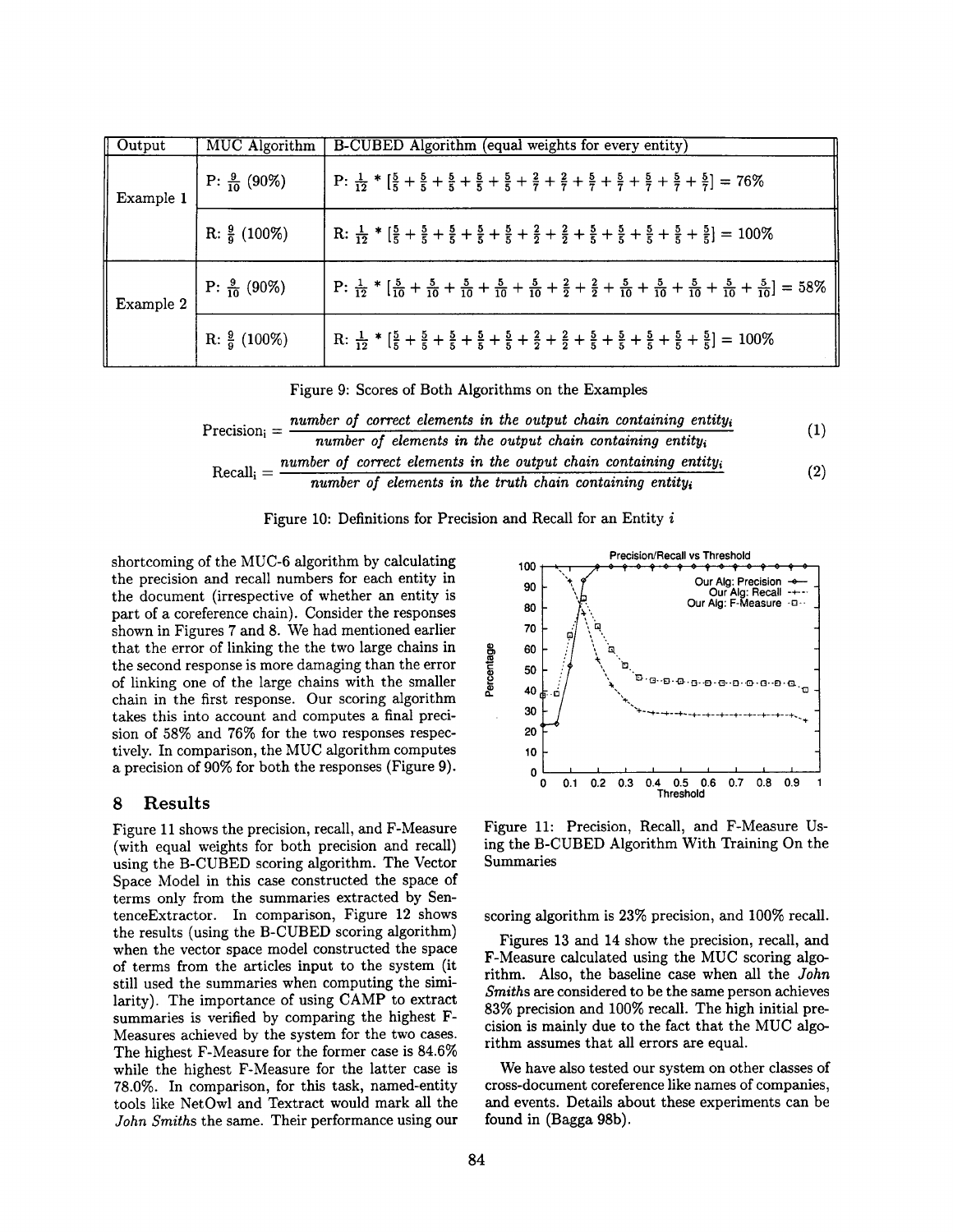| Output | MUC Algorithm | B-CUBED Algorithm (equal weights for every entity) |
| --- | --- | --- |
| Example 1 | P: $\frac{9}{10}$ (90%) | P: $\frac{1}{12} * [\frac{5}{5} + \frac{5}{5} + \frac{5}{5} + \frac{5}{5} + \frac{5}{5} + \frac{2}{7} + \frac{2}{7} + \frac{5}{7} + \frac{5}{7} + \frac{5}{7} + \frac{5}{7} + \frac{5}{7}] = 76\%$ |
| | R: $\frac{9}{9}$ (100%) | R: $\frac{1}{12} * [\frac{5}{5} + \frac{5}{5} + \frac{5}{5} + \frac{5}{5} + \frac{5}{5} + \frac{2}{2} + \frac{2}{2} + \frac{5}{5} + \frac{5}{5} + \frac{5}{5} + \frac{5}{5} + \frac{5}{5}] = 100\%$ |
| Example 2 | P: $\frac{9}{10}$ (90%) | P: $\frac{1}{12} * [\frac{5}{10} + \frac{5}{10} + \frac{5}{10} + \frac{5}{10} + \frac{5}{10} + \frac{2}{2} + \frac{2}{2} + \frac{5}{10} + \frac{5}{10} + \frac{5}{10} + \frac{5}{10} + \frac{5}{10}] = 58\%$ |
| | R: $\frac{9}{9}$ (100%) | R: $\frac{1}{12} * [\frac{5}{5} + \frac{5}{5} + \frac{5}{5} + \frac{5}{5} + \frac{5}{5} + \frac{2}{2} + \frac{2}{2} + \frac{5}{5} + \frac{5}{5} + \frac{5}{5} + \frac{5}{5} + \frac{5}{5}] = 100\%$ |

Figure 9: Scores of Both Algorithms on the Examples

$$\text{Precision}_i = \frac{\textit{number of correct elements in the output chain containing entity}_i}{\textit{number of elements in the output chain containing entity}_i} \quad (1)$$

$$\text{Recall}_i = \frac{\textit{number of correct elements in the output chain containing entity}_i}{\textit{number of elements in the truth chain containing entity}_i} \quad (2)$$

Figure 10: Definitions for Precision and Recall for an Entity $i$

shortcoming of the MUC-6 algorithm by calculating the precision and recall numbers for each entity in the document (irrespective of whether an entity is part of a coreference chain). Consider the responses shown in Figures 7 and 8. We had mentioned earlier that the error of linking the the two large chains in the second response is more damaging than the error of linking one of the large chains with the smaller chain in the first response. Our scoring algorithm takes this into account and computes a final precision of 58% and 76% for the two responses respectively. In comparison, the MUC algorithm computes a precision of 90% for both the responses (Figure 9).

## 8 Results

Figure 11 shows the precision, recall, and F-Measure (with equal weights for both precision and recall) using the B-CUBED scoring algorithm. The Vector Space Model in this case constructed the space of terms only from the summaries extracted by SentenceExtractor. In comparison, Figure 12 shows the results (using the B-CUBED scoring algorithm) when the vector space model constructed the space of terms from the articles input to the system (it still used the summaries when computing the similarity). The importance of using CAMP to extract summaries is verified by comparing the highest F-Measures achieved by the system for the two cases. The highest F-Measure for the former case is 84.6% while the highest F-Measure for the latter case is 78.0%. In comparison, for this task, named-entity tools like NetOwl and Textract would mark all the *John Smiths* the same. Their performance using our scoring algorithm is 23% precision, and 100% recall.

Figure 11: Precision, Recall, and F-Measure Using the B-CUBED Algorithm With Training On the Summaries

Figures 13 and 14 show the precision, recall, and F-Measure calculated using the MUC scoring algorithm. Also, the baseline case when all the *John Smiths* are considered to be the same person achieves 83% precision and 100% recall. The high initial precision is mainly due to the fact that the MUC algorithm assumes that all errors are equal.

We have also tested our system on other classes of cross-document coreference like names of companies, and events. Details about these experiments can be found in (Bagga 98b).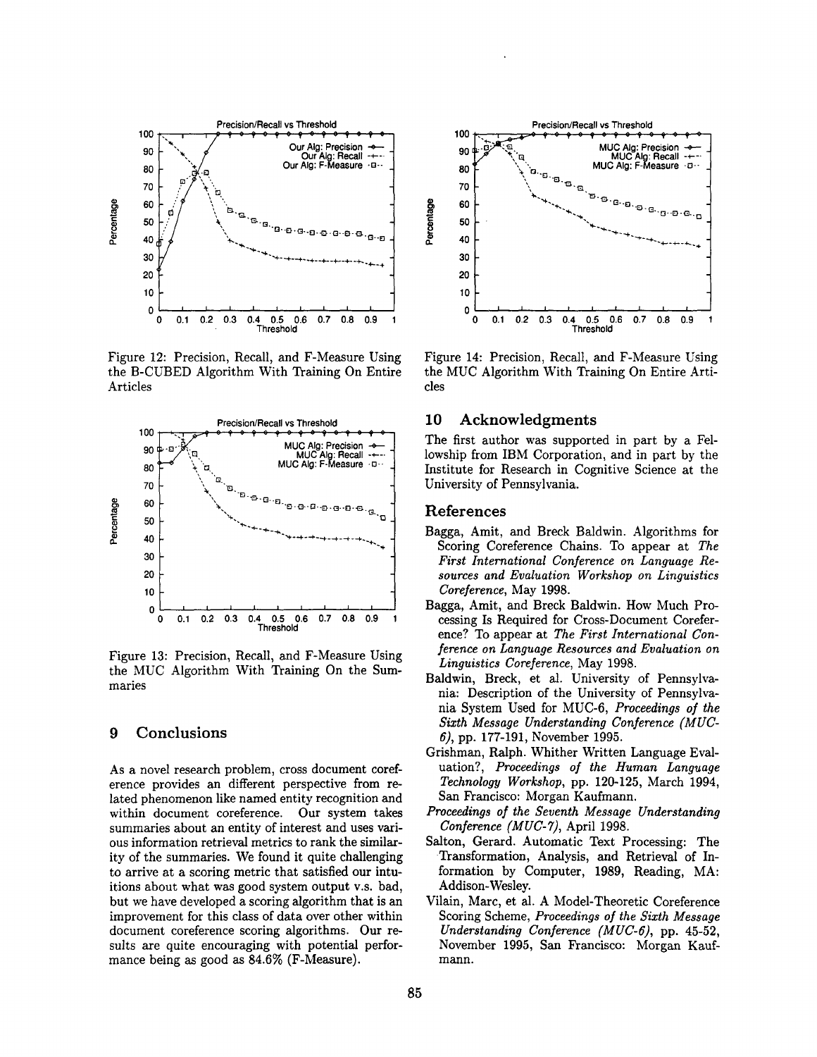Precision/Recall vs Threshold

100
90
80
70
60
50
40
30
20
10
0

Percentage

0 0.1 0.2 0.3 0.4 0.5 0.6 0.7 0.8 0.9 1

Threshold

Our Alg: Precision
Our Alg: Recall
Our Alg: F-Measure

Figure 12: Precision, Recall, and F-Measure Using the B-CUBED Algorithm With Training On Entire Articles

Precision/Recall vs Threshold

100
90
80
70
60
50
40
30
20
10
0

Percentage

0 0.1 0.2 0.3 0.4 0.5 0.6 0.7 0.8 0.9 1

Threshold

MUC Alg: Precision
MUC Alg: Recall
MUC Alg: F-Measure

Figure 13: Precision, Recall, and F-Measure Using the MUC Algorithm With Training On the Summaries

## 9 Conclusions

As a novel research problem, cross document coreference provides an different perspective from related phenomenon like named entity recognition and within document coreference. Our system takes summaries about an entity of interest and uses various information retrieval metrics to rank the similarity of the summaries. We found it quite challenging to arrive at a scoring metric that satisfied our intuitions about what was good system output v.s. bad, but we have developed a scoring algorithm that is an improvement for this class of data over other within document coreference scoring algorithms. Our results are quite encouraging with potential performance being as good as 84.6% (F-Measure).

Precision/Recall vs Threshold

100
90
80
70
60
50
40
30
20
10
0

Percentage

0 0.1 0.2 0.3 0.4 0.5 0.6 0.7 0.8 0.9 1

Threshold

MUC Alg: Precision
MUC Alg: Recall
MUC Alg: F-Measure

Figure 14: Precision, Recall, and F-Measure Using the MUC Algorithm With Training On Entire Articles

## 10 Acknowledgments

The first author was supported in part by a Fellowship from IBM Corporation, and in part by the Institute for Research in Cognitive Science at the University of Pennsylvania.

## References

Bagga, Amit, and Breck Baldwin. Algorithms for Scoring Coreference Chains. To appear at *The First International Conference on Language Resources and Evaluation Workshop on Linguistics Coreference*, May 1998.

Bagga, Amit, and Breck Baldwin. How Much Processing Is Required for Cross-Document Coreference? To appear at *The First International Conference on Language Resources and Evaluation on Linguistics Coreference*, May 1998.

Baldwin, Breck, et al. University of Pennsylvania: Description of the University of Pennsylvania System Used for MUC-6, *Proceedings of the Sixth Message Understanding Conference (MUC-6)*, pp. 177-191, November 1995.

Grishman, Ralph. Whither Written Language Evaluation?, *Proceedings of the Human Language Technology Workshop*, pp. 120-125, March 1994, San Francisco: Morgan Kaufmann.

*Proceedings of the Seventh Message Understanding Conference (MUC-7)*, April 1998.

Salton, Gerard. Automatic Text Processing: The Transformation, Analysis, and Retrieval of Information by Computer, 1989, Reading, MA: Addison-Wesley.

Vilain, Marc, et al. A Model-Theoretic Coreference Scoring Scheme, *Proceedings of the Sixth Message Understanding Conference (MUC-6)*, pp. 45-52, November 1995, San Francisco: Morgan Kaufmann.